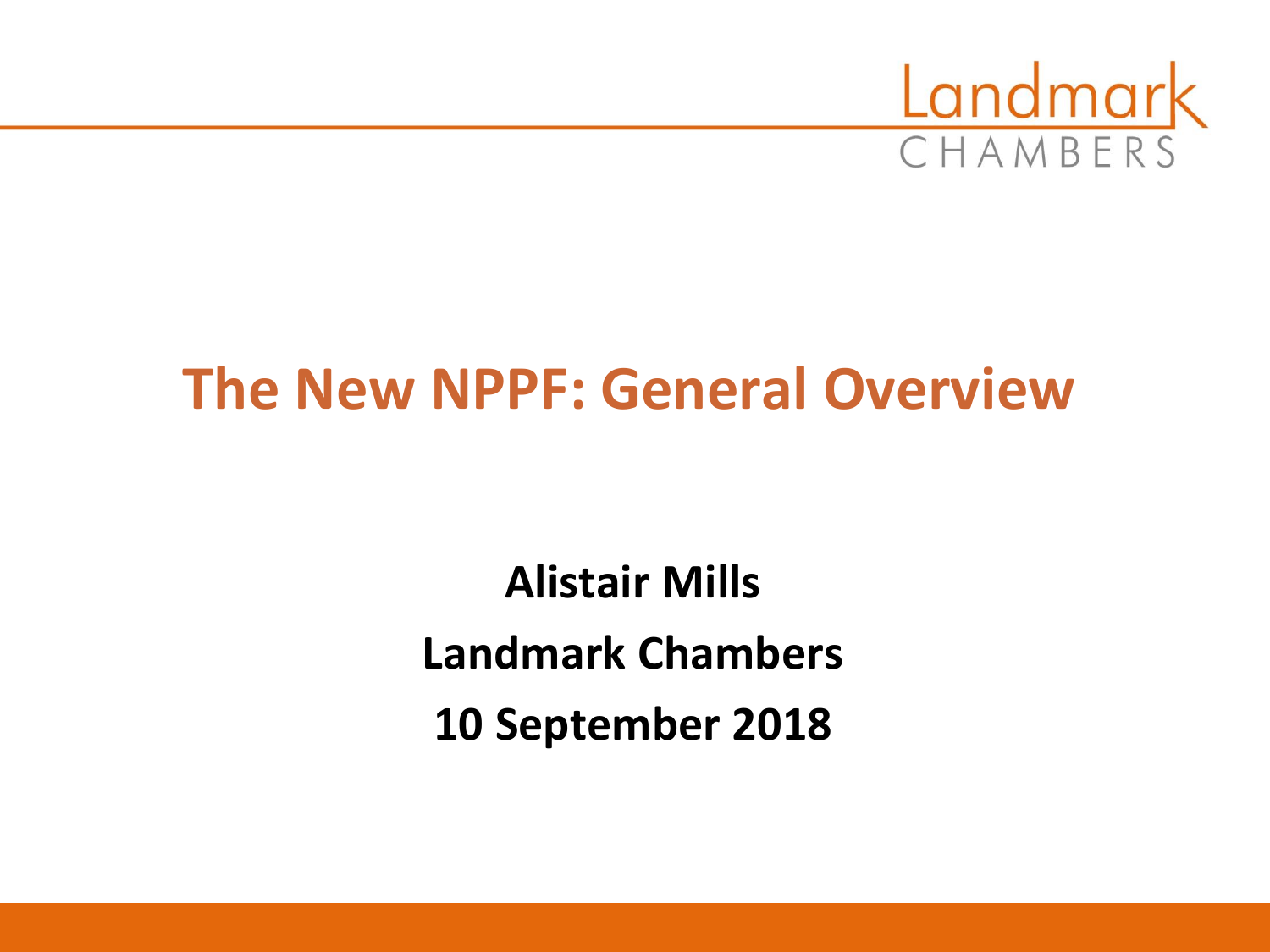Landmark CHAMBERS

# The New NPPF: General Overview

**Alistair Mills**

**Landmark Chambers**

**10 September 2018**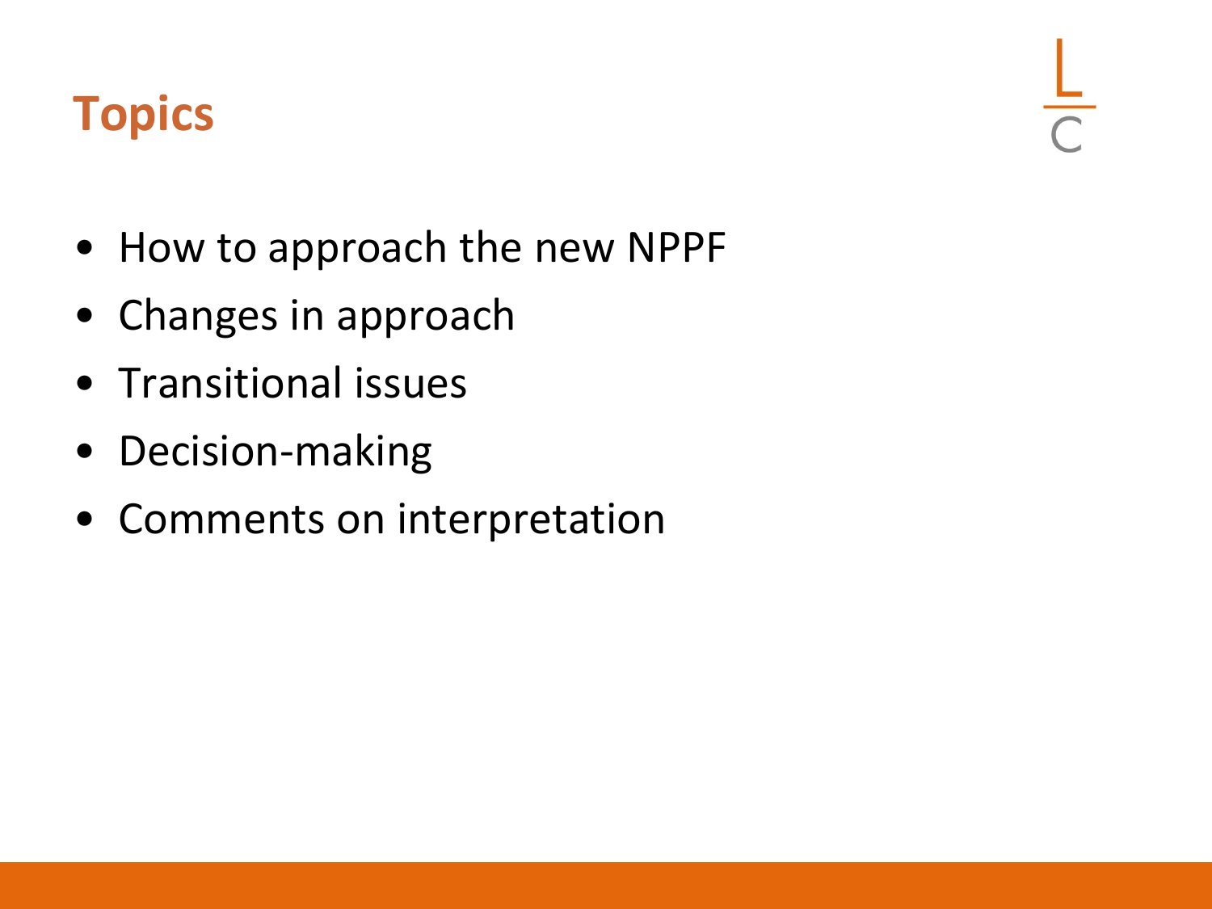## Topics

- How to approach the new NPPF
- Changes in approach
- Transitional issues
- Decision-making
- Comments on interpretation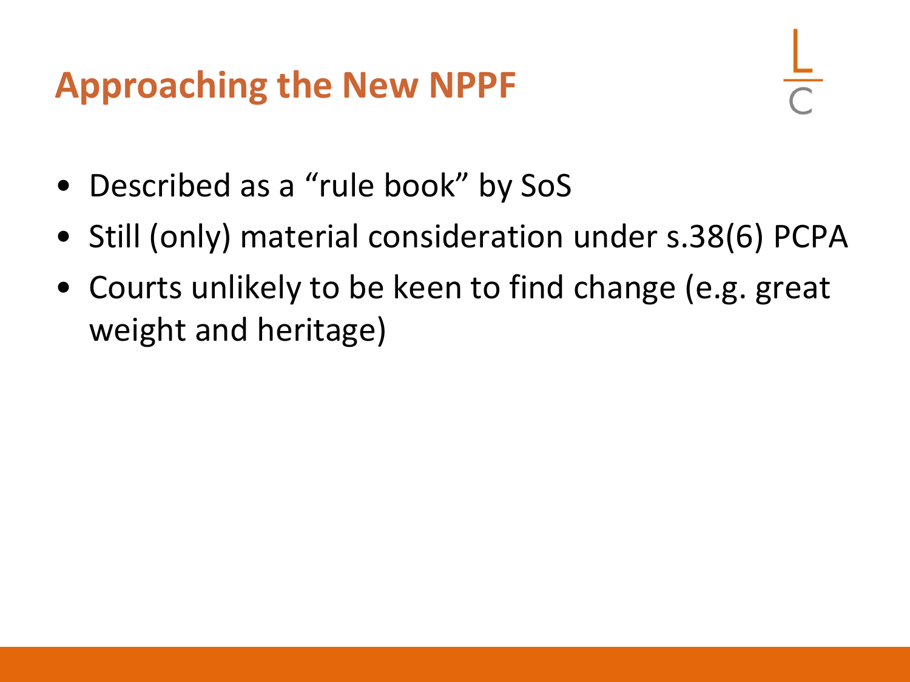# Approaching the New NPPF

- Described as a "rule book" by SoS
- Still (only) material consideration under s.38(6) PCPA
- Courts unlikely to be keen to find change (e.g. great weight and heritage)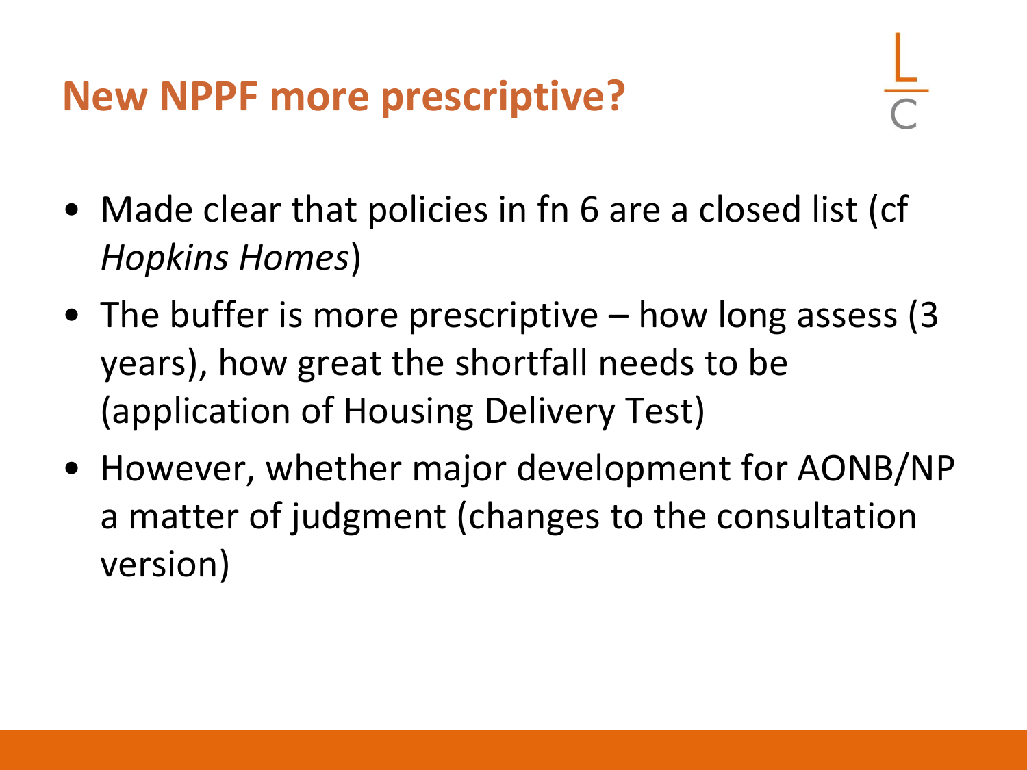# New NPPF more prescriptive?

- Made clear that policies in fn 6 are a closed list (cf *Hopkins Homes*)
- The buffer is more prescriptive – how long assess (3 years), how great the shortfall needs to be (application of Housing Delivery Test)
- However, whether major development for AONB/NP a matter of judgment (changes to the consultation version)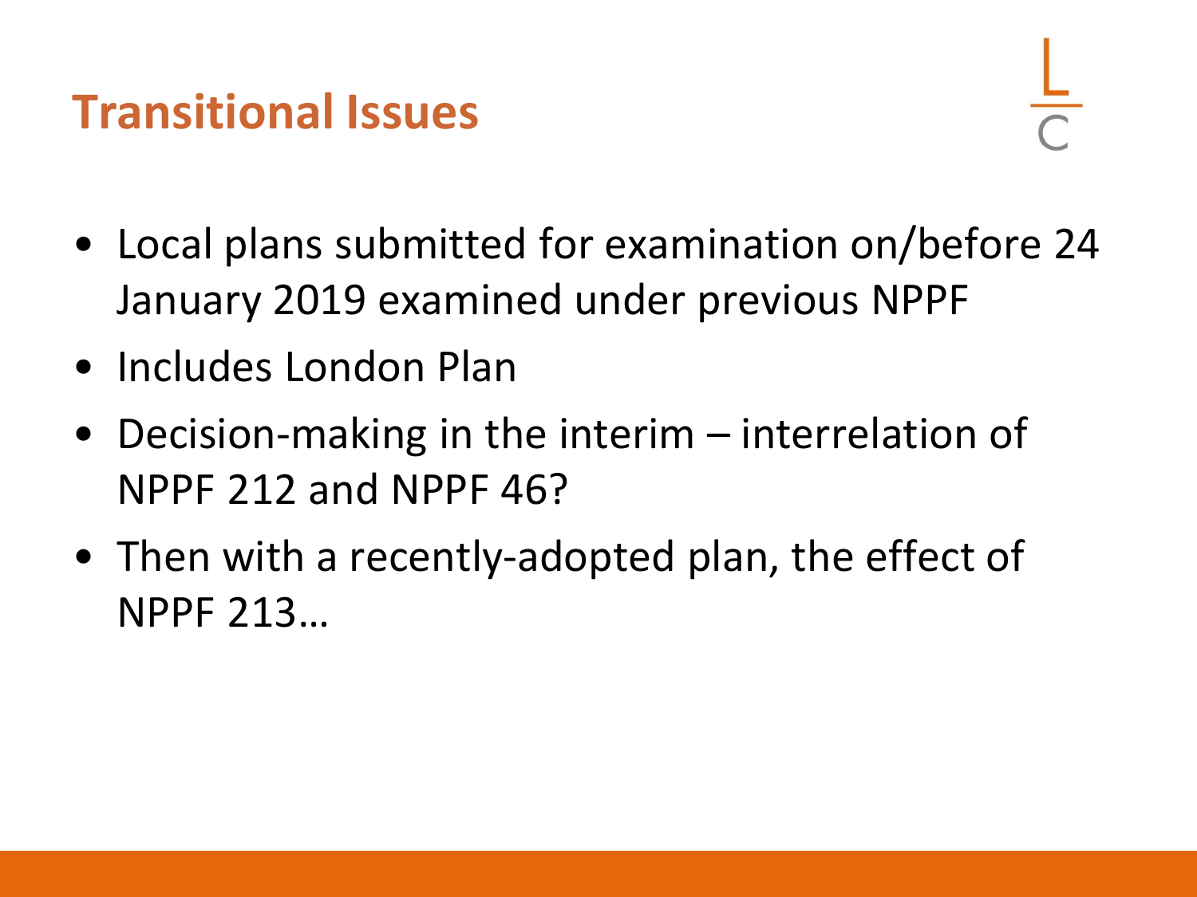# Transitional Issues

- Local plans submitted for examination on/before 24 January 2019 examined under previous NPPF
- Includes London Plan
- Decision-making in the interim – interrelation of NPPF 212 and NPPF 46?
- Then with a recently-adopted plan, the effect of NPPF 213…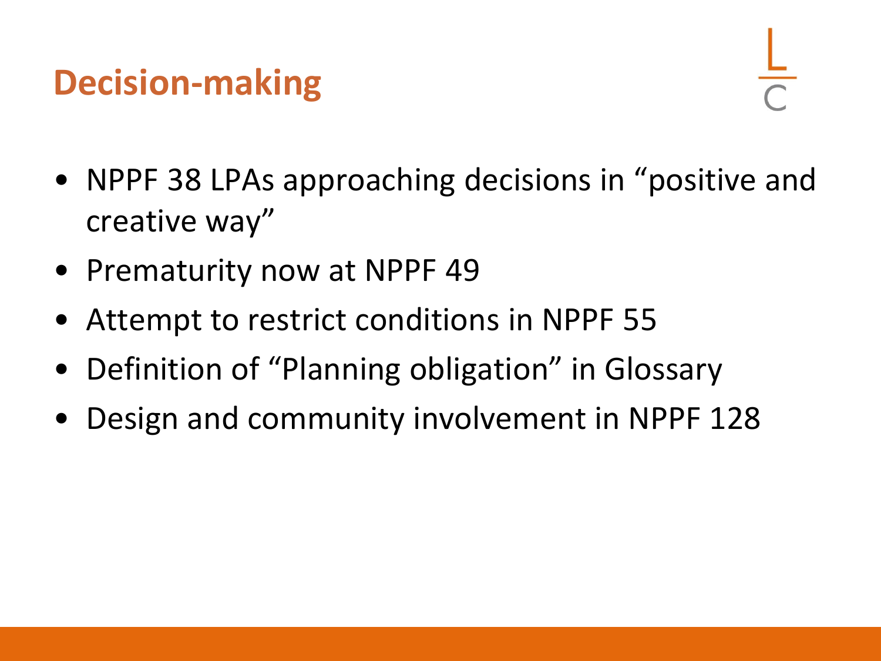## Decision-making

- NPPF 38 LPAs approaching decisions in "positive and creative way"
- Prematurity now at NPPF 49
- Attempt to restrict conditions in NPPF 55
- Definition of "Planning obligation" in Glossary
- Design and community involvement in NPPF 128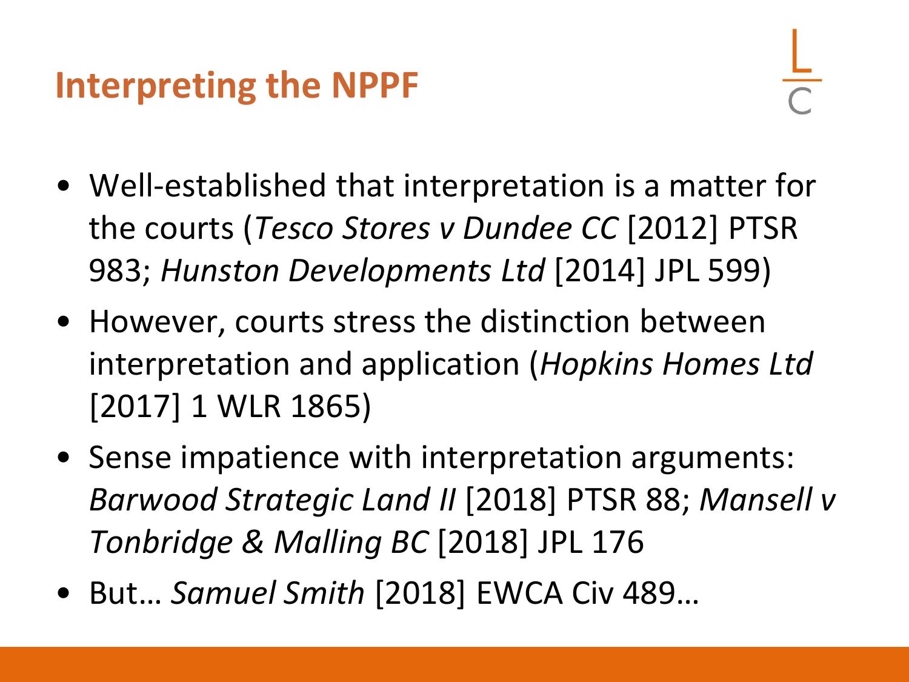# Interpreting the NPPF

- Well-established that interpretation is a matter for the courts (*Tesco Stores v Dundee CC* [2012] PTSR 983; *Hunston Developments Ltd* [2014] JPL 599)
- However, courts stress the distinction between interpretation and application (*Hopkins Homes Ltd* [2017] 1 WLR 1865)
- Sense impatience with interpretation arguments: *Barwood Strategic Land II* [2018] PTSR 88; *Mansell v Tonbridge & Malling BC* [2018] JPL 176
- But… *Samuel Smith* [2018] EWCA Civ 489…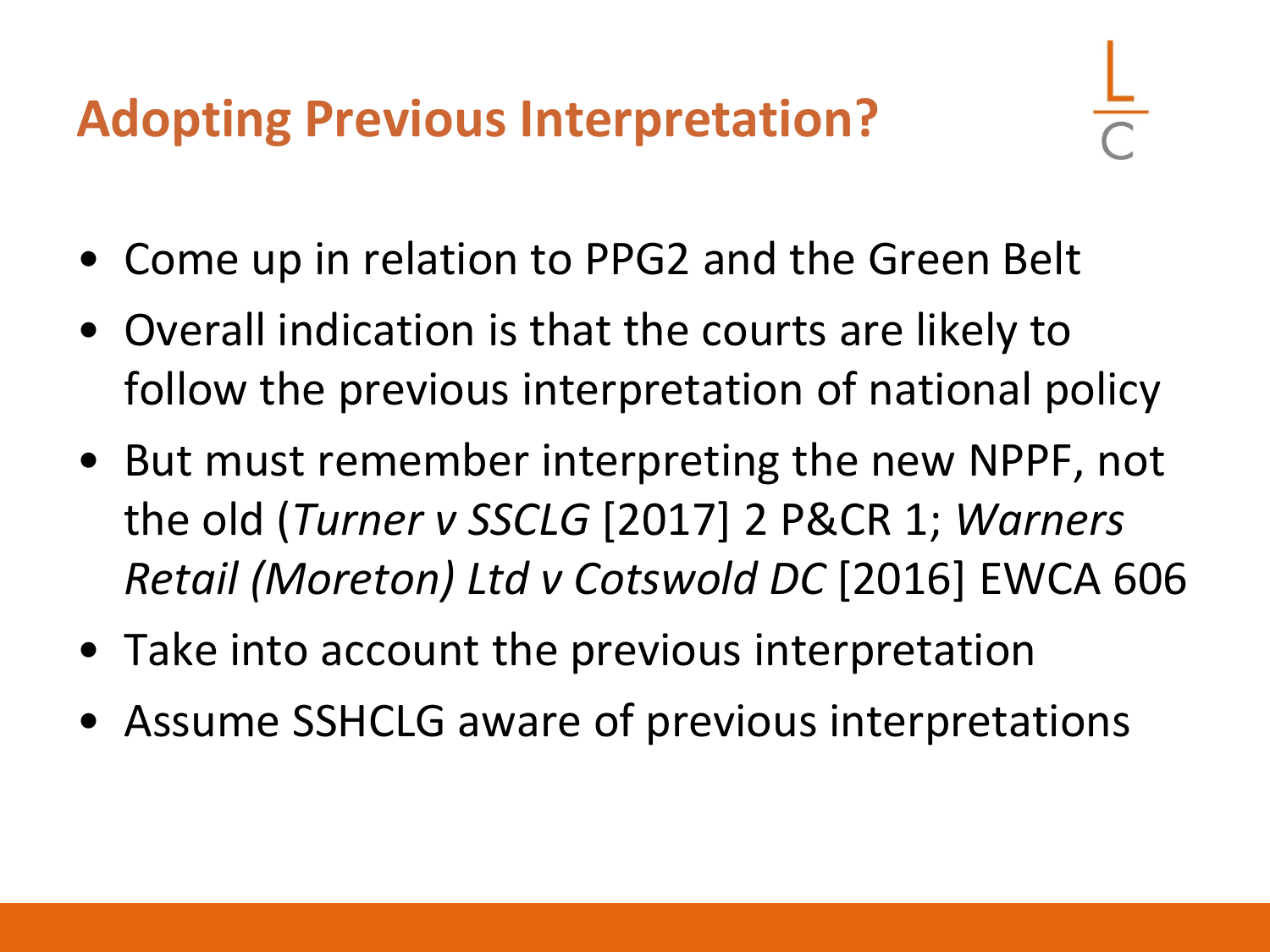# Adopting Previous Interpretation?

- Come up in relation to PPG2 and the Green Belt
- Overall indication is that the courts are likely to follow the previous interpretation of national policy
- But must remember interpreting the new NPPF, not the old (*Turner v SSCLG* [2017] 2 P&CR 1; *Warners Retail (Moreton) Ltd v Cotswold DC* [2016] EWCA 606
- Take into account the previous interpretation
- Assume SSHCLG aware of previous interpretations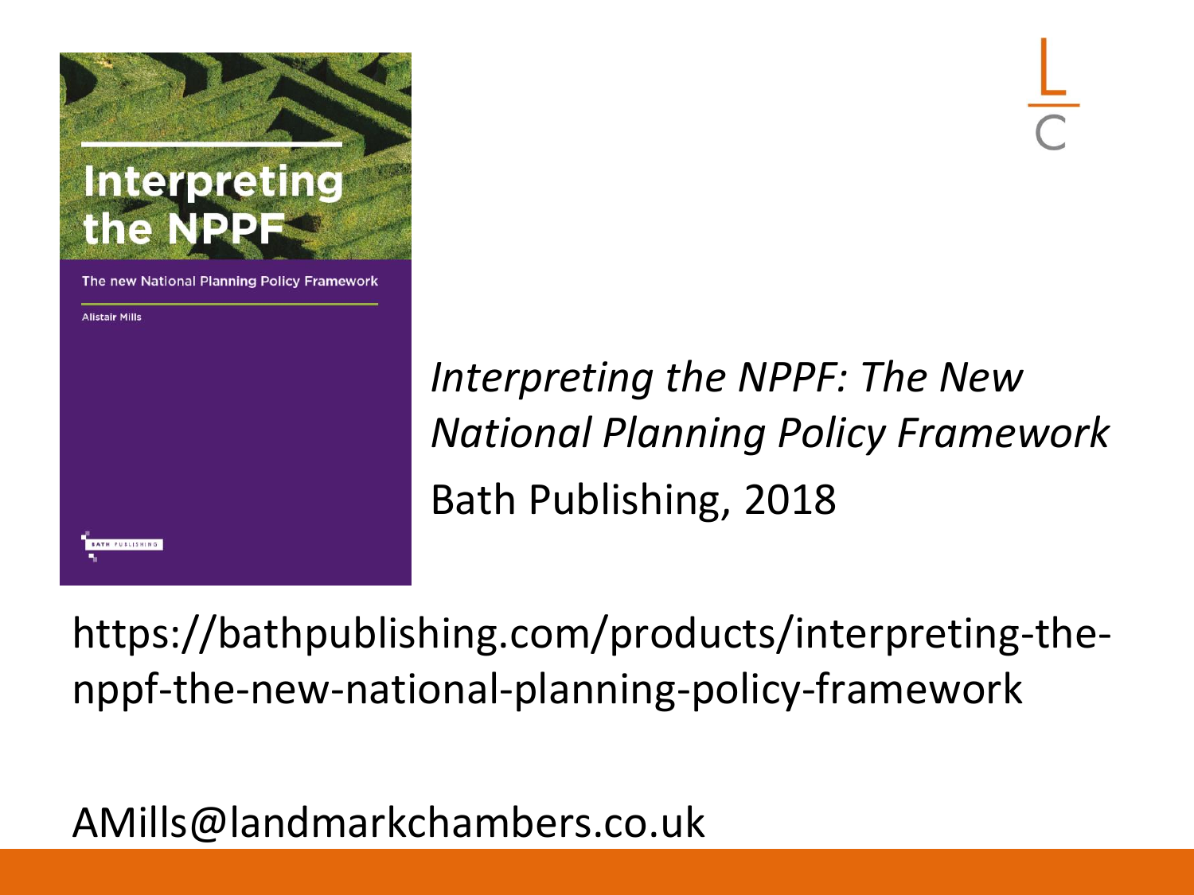*Interpreting the NPPF: The New National Planning Policy Framework*

Bath Publishing, 2018

https://bathpublishing.com/products/interpreting-the-nppf-the-new-national-planning-policy-framework

AMills@landmarkchambers.co.uk